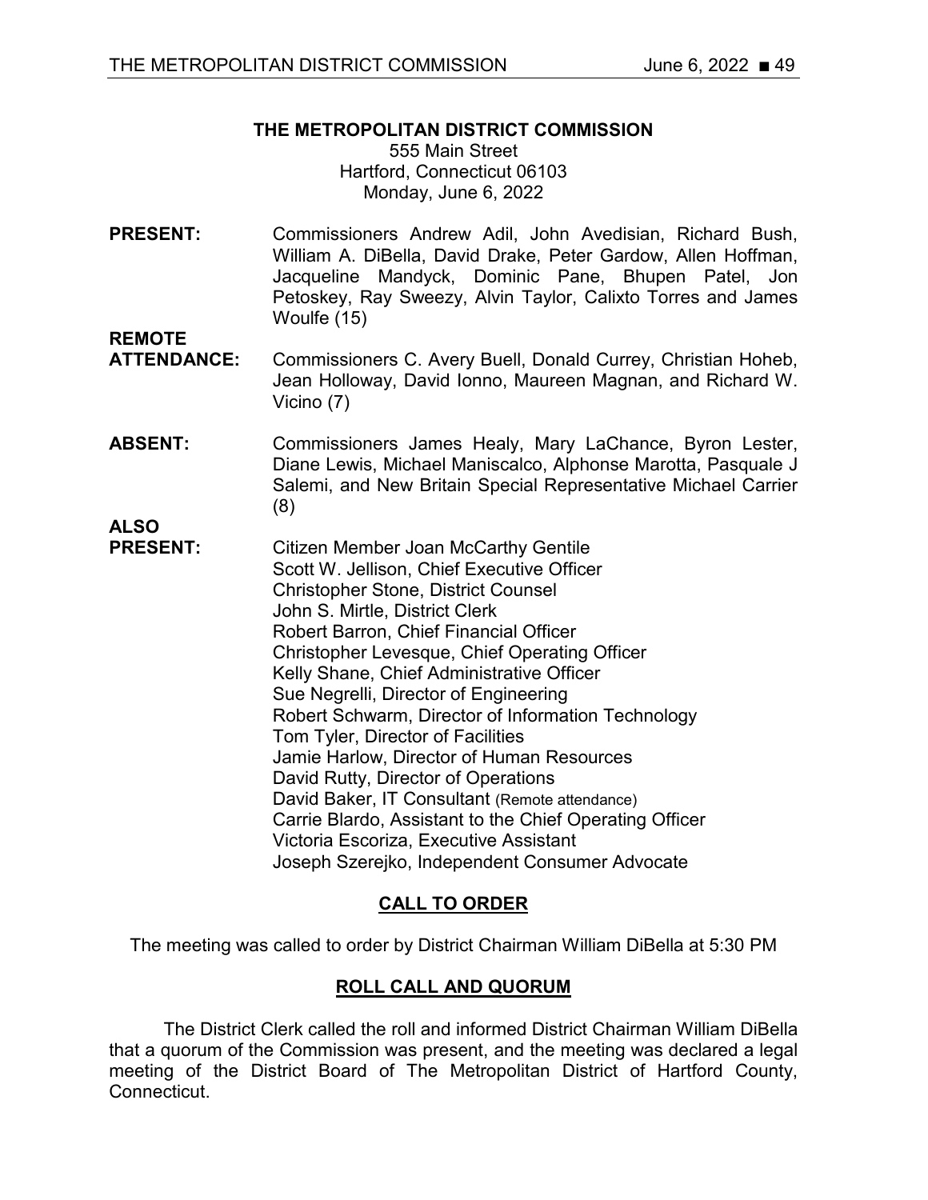**THE METROPOLITAN DISTRICT COMMISSION**
555 Main Street
Hartford, Connecticut 06103
Monday, June 6, 2022

**PRESENT:** Commissioners Andrew Adil, John Avedisian, Richard Bush, William A. DiBella, David Drake, Peter Gardow, Allen Hoffman, Jacqueline Mandyck, Dominic Pane, Bhupen Patel, Jon Petoskey, Ray Sweezy, Alvin Taylor, Calixto Torres and James Woulfe (15)

**REMOTE ATTENDANCE:** Commissioners C. Avery Buell, Donald Currey, Christian Hoheb, Jean Holloway, David Ionno, Maureen Magnan, and Richard W. Vicino (7)

**ABSENT:** Commissioners James Healy, Mary LaChance, Byron Lester, Diane Lewis, Michael Maniscalco, Alphonse Marotta, Pasquale J Salemi, and New Britain Special Representative Michael Carrier (8)

**ALSO PRESENT:**
Citizen Member Joan McCarthy Gentile
Scott W. Jellison, Chief Executive Officer
Christopher Stone, District Counsel
John S. Mirtle, District Clerk
Robert Barron, Chief Financial Officer
Christopher Levesque, Chief Operating Officer
Kelly Shane, Chief Administrative Officer
Sue Negrelli, Director of Engineering
Robert Schwarm, Director of Information Technology
Tom Tyler, Director of Facilities
Jamie Harlow, Director of Human Resources
David Rutty, Director of Operations
David Baker, IT Consultant (Remote attendance)
Carrie Blardo, Assistant to the Chief Operating Officer
Victoria Escoriza, Executive Assistant
Joseph Szerejko, Independent Consumer Advocate

## CALL TO ORDER

The meeting was called to order by District Chairman William DiBella at 5:30 PM

## ROLL CALL AND QUORUM

The District Clerk called the roll and informed District Chairman William DiBella that a quorum of the Commission was present, and the meeting was declared a legal meeting of the District Board of The Metropolitan District of Hartford County, Connecticut.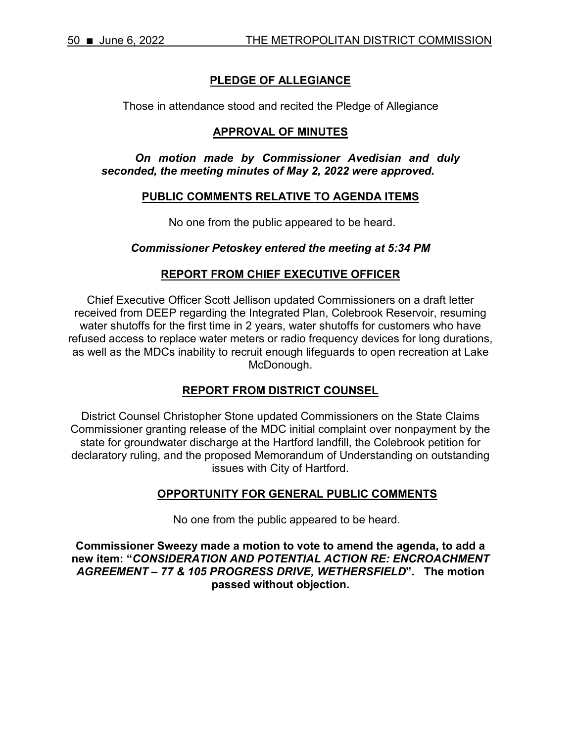## PLEDGE OF ALLEGIANCE

Those in attendance stood and recited the Pledge of Allegiance

## APPROVAL OF MINUTES

***On motion made by Commissioner Avedisian and duly seconded, the meeting minutes of May 2, 2022 were approved.***

## PUBLIC COMMENTS RELATIVE TO AGENDA ITEMS

No one from the public appeared to be heard.

***Commissioner Petoskey entered the meeting at 5:34 PM***

## REPORT FROM CHIEF EXECUTIVE OFFICER

Chief Executive Officer Scott Jellison updated Commissioners on a draft letter received from DEEP regarding the Integrated Plan, Colebrook Reservoir, resuming water shutoffs for the first time in 2 years, water shutoffs for customers who have refused access to replace water meters or radio frequency devices for long durations, as well as the MDCs inability to recruit enough lifeguards to open recreation at Lake McDonough.

## REPORT FROM DISTRICT COUNSEL

District Counsel Christopher Stone updated Commissioners on the State Claims Commissioner granting release of the MDC initial complaint over nonpayment by the state for groundwater discharge at the Hartford landfill, the Colebrook petition for declaratory ruling, and the proposed Memorandum of Understanding on outstanding issues with City of Hartford.

## OPPORTUNITY FOR GENERAL PUBLIC COMMENTS

No one from the public appeared to be heard.

**Commissioner Sweezy made a motion to vote to amend the agenda, to add a new item: "*CONSIDERATION AND POTENTIAL ACTION RE: ENCROACHMENT AGREEMENT – 77 & 105 PROGRESS DRIVE, WETHERSFIELD*". The motion passed without objection.**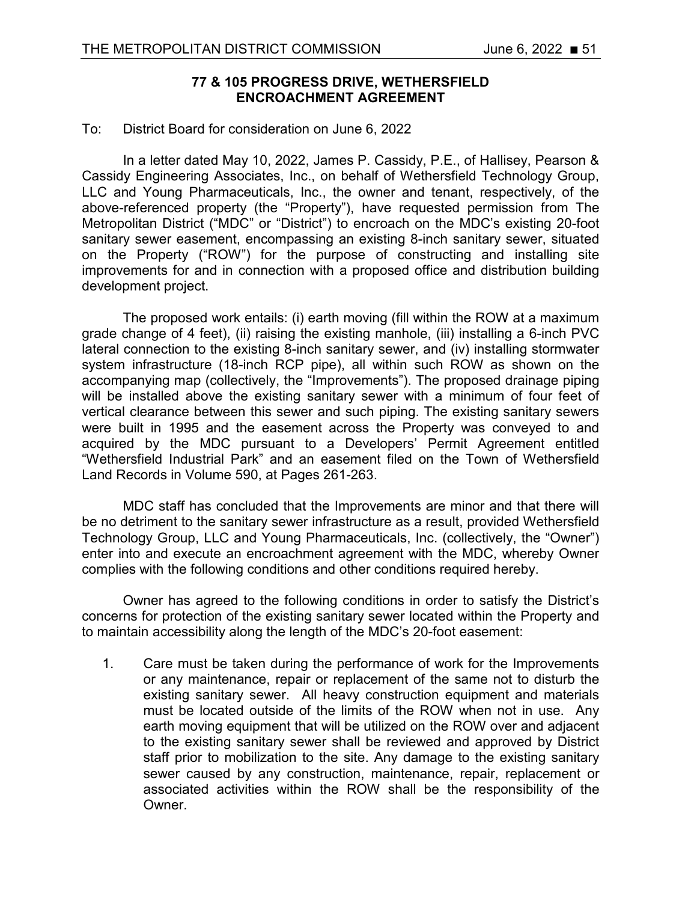## 77 & 105 PROGRESS DRIVE, WETHERSFIELD ENCROACHMENT AGREEMENT

To: District Board for consideration on June 6, 2022

In a letter dated May 10, 2022, James P. Cassidy, P.E., of Hallisey, Pearson & Cassidy Engineering Associates, Inc., on behalf of Wethersfield Technology Group, LLC and Young Pharmaceuticals, Inc., the owner and tenant, respectively, of the above-referenced property (the "Property"), have requested permission from The Metropolitan District ("MDC" or "District") to encroach on the MDC's existing 20-foot sanitary sewer easement, encompassing an existing 8-inch sanitary sewer, situated on the Property ("ROW") for the purpose of constructing and installing site improvements for and in connection with a proposed office and distribution building development project.

The proposed work entails: (i) earth moving (fill within the ROW at a maximum grade change of 4 feet), (ii) raising the existing manhole, (iii) installing a 6-inch PVC lateral connection to the existing 8-inch sanitary sewer, and (iv) installing stormwater system infrastructure (18-inch RCP pipe), all within such ROW as shown on the accompanying map (collectively, the "Improvements"). The proposed drainage piping will be installed above the existing sanitary sewer with a minimum of four feet of vertical clearance between this sewer and such piping. The existing sanitary sewers were built in 1995 and the easement across the Property was conveyed to and acquired by the MDC pursuant to a Developers' Permit Agreement entitled "Wethersfield Industrial Park" and an easement filed on the Town of Wethersfield Land Records in Volume 590, at Pages 261-263.

MDC staff has concluded that the Improvements are minor and that there will be no detriment to the sanitary sewer infrastructure as a result, provided Wethersfield Technology Group, LLC and Young Pharmaceuticals, Inc. (collectively, the "Owner") enter into and execute an encroachment agreement with the MDC, whereby Owner complies with the following conditions and other conditions required hereby.

Owner has agreed to the following conditions in order to satisfy the District's concerns for protection of the existing sanitary sewer located within the Property and to maintain accessibility along the length of the MDC's 20-foot easement:

1. Care must be taken during the performance of work for the Improvements or any maintenance, repair or replacement of the same not to disturb the existing sanitary sewer. All heavy construction equipment and materials must be located outside of the limits of the ROW when not in use. Any earth moving equipment that will be utilized on the ROW over and adjacent to the existing sanitary sewer shall be reviewed and approved by District staff prior to mobilization to the site. Any damage to the existing sanitary sewer caused by any construction, maintenance, repair, replacement or associated activities within the ROW shall be the responsibility of the Owner.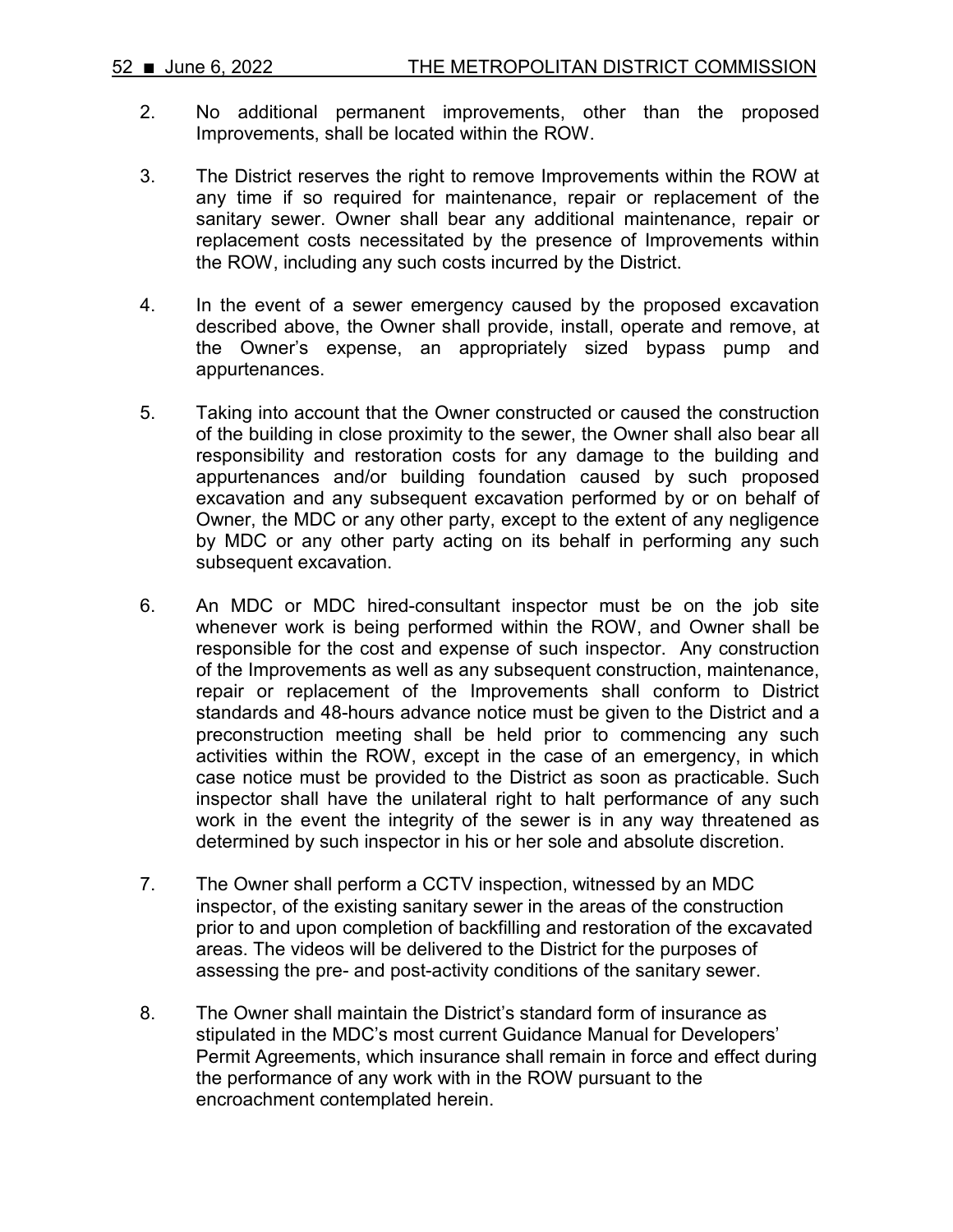2. No additional permanent improvements, other than the proposed Improvements, shall be located within the ROW.

3. The District reserves the right to remove Improvements within the ROW at any time if so required for maintenance, repair or replacement of the sanitary sewer. Owner shall bear any additional maintenance, repair or replacement costs necessitated by the presence of Improvements within the ROW, including any such costs incurred by the District.

4. In the event of a sewer emergency caused by the proposed excavation described above, the Owner shall provide, install, operate and remove, at the Owner's expense, an appropriately sized bypass pump and appurtenances.

5. Taking into account that the Owner constructed or caused the construction of the building in close proximity to the sewer, the Owner shall also bear all responsibility and restoration costs for any damage to the building and appurtenances and/or building foundation caused by such proposed excavation and any subsequent excavation performed by or on behalf of Owner, the MDC or any other party, except to the extent of any negligence by MDC or any other party acting on its behalf in performing any such subsequent excavation.

6. An MDC or MDC hired-consultant inspector must be on the job site whenever work is being performed within the ROW, and Owner shall be responsible for the cost and expense of such inspector. Any construction of the Improvements as well as any subsequent construction, maintenance, repair or replacement of the Improvements shall conform to District standards and 48-hours advance notice must be given to the District and a preconstruction meeting shall be held prior to commencing any such activities within the ROW, except in the case of an emergency, in which case notice must be provided to the District as soon as practicable. Such inspector shall have the unilateral right to halt performance of any such work in the event the integrity of the sewer is in any way threatened as determined by such inspector in his or her sole and absolute discretion.

7. The Owner shall perform a CCTV inspection, witnessed by an MDC inspector, of the existing sanitary sewer in the areas of the construction prior to and upon completion of backfilling and restoration of the excavated areas. The videos will be delivered to the District for the purposes of assessing the pre- and post-activity conditions of the sanitary sewer.

8. The Owner shall maintain the District's standard form of insurance as stipulated in the MDC's most current Guidance Manual for Developers' Permit Agreements, which insurance shall remain in force and effect during the performance of any work with in the ROW pursuant to the encroachment contemplated herein.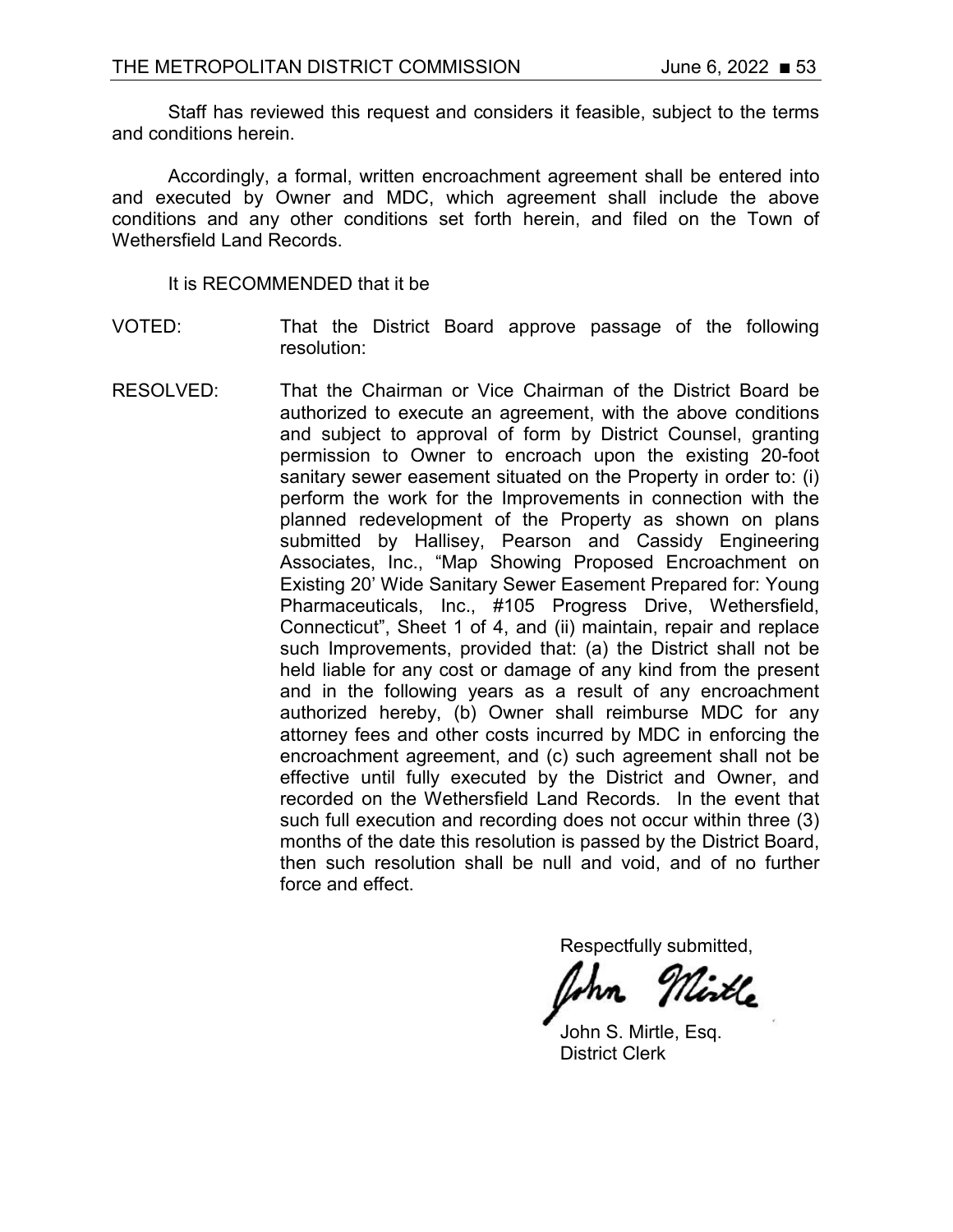Staff has reviewed this request and considers it feasible, subject to the terms and conditions herein.

Accordingly, a formal, written encroachment agreement shall be entered into and executed by Owner and MDC, which agreement shall include the above conditions and any other conditions set forth herein, and filed on the Town of Wethersfield Land Records.

It is RECOMMENDED that it be

VOTED: That the District Board approve passage of the following resolution:

RESOLVED: That the Chairman or Vice Chairman of the District Board be authorized to execute an agreement, with the above conditions and subject to approval of form by District Counsel, granting permission to Owner to encroach upon the existing 20-foot sanitary sewer easement situated on the Property in order to: (i) perform the work for the Improvements in connection with the planned redevelopment of the Property as shown on plans submitted by Hallisey, Pearson and Cassidy Engineering Associates, Inc., "Map Showing Proposed Encroachment on Existing 20' Wide Sanitary Sewer Easement Prepared for: Young Pharmaceuticals, Inc., #105 Progress Drive, Wethersfield, Connecticut", Sheet 1 of 4, and (ii) maintain, repair and replace such Improvements, provided that: (a) the District shall not be held liable for any cost or damage of any kind from the present and in the following years as a result of any encroachment authorized hereby, (b) Owner shall reimburse MDC for any attorney fees and other costs incurred by MDC in enforcing the encroachment agreement, and (c) such agreement shall not be effective until fully executed by the District and Owner, and recorded on the Wethersfield Land Records. In the event that such full execution and recording does not occur within three (3) months of the date this resolution is passed by the District Board, then such resolution shall be null and void, and of no further force and effect.

Respectfully submitted,

John Mirtle

John S. Mirtle, Esq.
District Clerk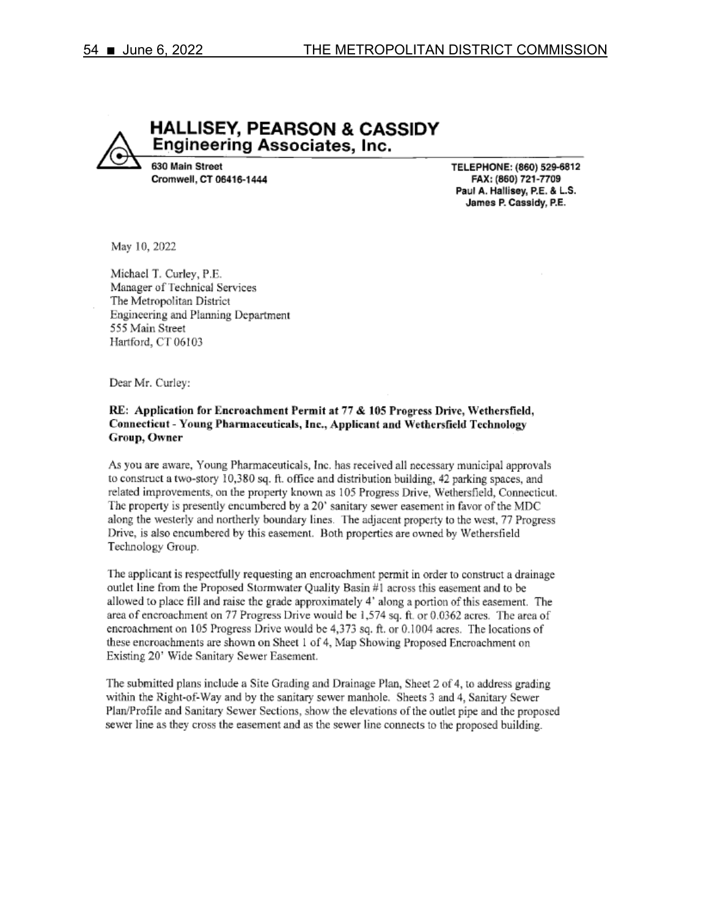## HALLISEY, PEARSON & CASSIDY
**Engineering Associates, Inc.**

**630 Main Street**
**Cromwell, CT 06416-1444**

**TELEPHONE: (860) 529-6812**
**FAX: (860) 721-7709**
**Paul A. Hallisey, P.E. & L.S.**
**James P. Cassidy, P.E.**

May 10, 2022

Michael T. Curley, P.E.
Manager of Technical Services
The Metropolitan District
Engineering and Planning Department
555 Main Street
Hartford, CT 06103

Dear Mr. Curley:

**RE: Application for Encroachment Permit at 77 & 105 Progress Drive, Wethersfield, Connecticut - Young Pharmaceuticals, Inc., Applicant and Wethersfield Technology Group, Owner**

As you are aware, Young Pharmaceuticals, Inc. has received all necessary municipal approvals to construct a two-story 10,380 sq. ft. office and distribution building, 42 parking spaces, and related improvements, on the property known as 105 Progress Drive, Wethersfield, Connecticut. The property is presently encumbered by a 20' sanitary sewer easement in favor of the MDC along the westerly and northerly boundary lines. The adjacent property to the west, 77 Progress Drive, is also encumbered by this easement. Both properties are owned by Wethersfield Technology Group.

The applicant is respectfully requesting an encroachment permit in order to construct a drainage outlet line from the Proposed Stormwater Quality Basin #1 across this easement and to be allowed to place fill and raise the grade approximately 4' along a portion of this easement. The area of encroachment on 77 Progress Drive would be 1,574 sq. ft. or 0.0362 acres. The area of encroachment on 105 Progress Drive would be 4,373 sq. ft. or 0.1004 acres. The locations of these encroachments are shown on Sheet 1 of 4, Map Showing Proposed Encroachment on Existing 20' Wide Sanitary Sewer Easement.

The submitted plans include a Site Grading and Drainage Plan, Sheet 2 of 4, to address grading within the Right-of-Way and by the sanitary sewer manhole. Sheets 3 and 4, Sanitary Sewer Plan/Profile and Sanitary Sewer Sections, show the elevations of the outlet pipe and the proposed sewer line as they cross the easement and as the sewer line connects to the proposed building.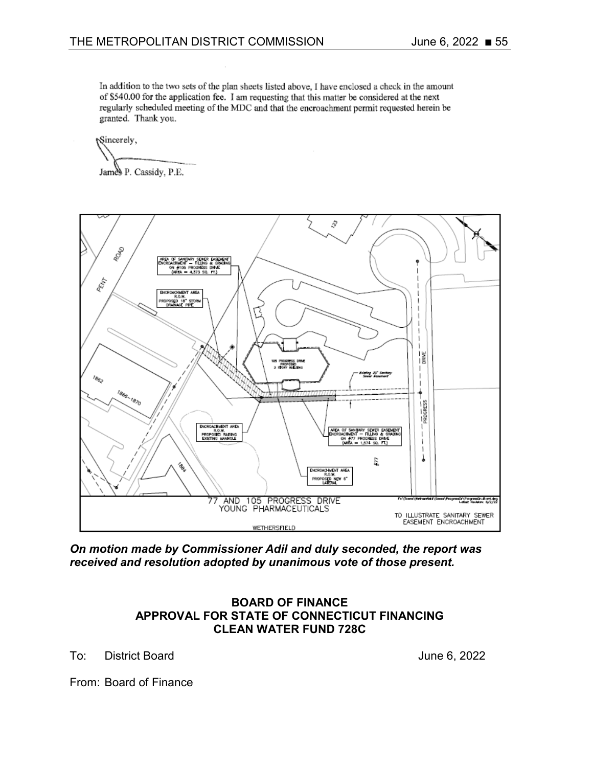In addition to the two sets of the plan sheets listed above, I have enclosed a check in the amount of $540.00 for the application fee. I am requesting that this matter be considered at the next regularly scheduled meeting of the MDC and that the encroachment permit requested herein be granted. Thank you.

Sincerely,

James P. Cassidy, P.E.

***On motion made by Commissioner Adil and duly seconded, the report was received and resolution adopted by unanimous vote of those present.***

## BOARD OF FINANCE
## APPROVAL FOR STATE OF CONNECTICUT FINANCING
## CLEAN WATER FUND 728C

To: District Board June 6, 2022

From: Board of Finance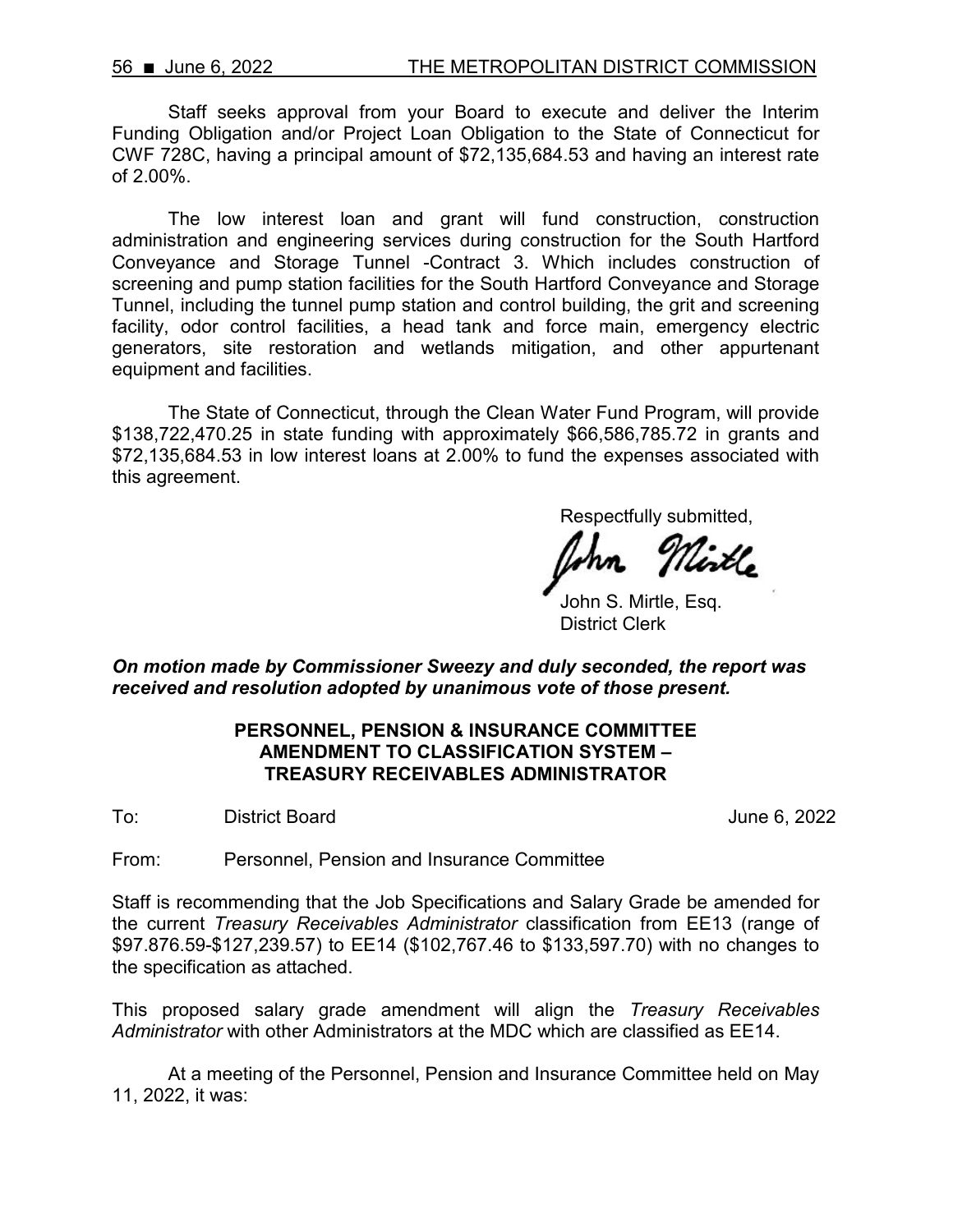Staff seeks approval from your Board to execute and deliver the Interim Funding Obligation and/or Project Loan Obligation to the State of Connecticut for CWF 728C, having a principal amount of $72,135,684.53 and having an interest rate of 2.00%.

The low interest loan and grant will fund construction, construction administration and engineering services during construction for the South Hartford Conveyance and Storage Tunnel -Contract 3. Which includes construction of screening and pump station facilities for the South Hartford Conveyance and Storage Tunnel, including the tunnel pump station and control building, the grit and screening facility, odor control facilities, a head tank and force main, emergency electric generators, site restoration and wetlands mitigation, and other appurtenant equipment and facilities.

The State of Connecticut, through the Clean Water Fund Program, will provide $138,722,470.25 in state funding with approximately $66,586,785.72 in grants and $72,135,684.53 in low interest loans at 2.00% to fund the expenses associated with this agreement.

Respectfully submitted,

John S. Mirtle, Esq.
District Clerk

***On motion made by Commissioner Sweezy and duly seconded, the report was received and resolution adopted by unanimous vote of those present.***

**PERSONNEL, PENSION & INSURANCE COMMITTEE**
**AMENDMENT TO CLASSIFICATION SYSTEM –**
**TREASURY RECEIVABLES ADMINISTRATOR**

To: District Board — June 6, 2022

From: Personnel, Pension and Insurance Committee

Staff is recommending that the Job Specifications and Salary Grade be amended for the current *Treasury Receivables Administrator* classification from EE13 (range of $97.876.59-$127,239.57) to EE14 ($102,767.46 to $133,597.70) with no changes to the specification as attached.

This proposed salary grade amendment will align the *Treasury Receivables Administrator* with other Administrators at the MDC which are classified as EE14.

At a meeting of the Personnel, Pension and Insurance Committee held on May 11, 2022, it was: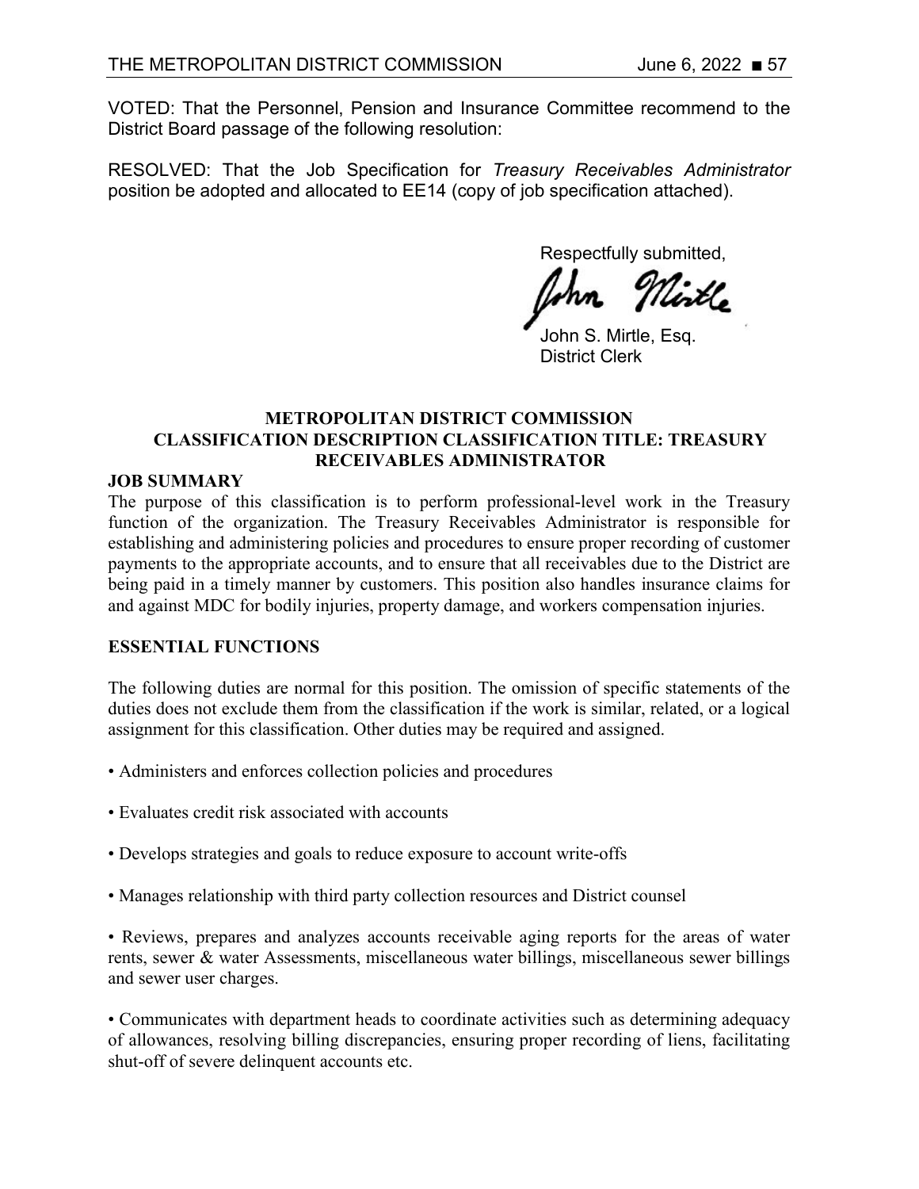VOTED: That the Personnel, Pension and Insurance Committee recommend to the District Board passage of the following resolution:

RESOLVED: That the Job Specification for *Treasury Receivables Administrator* position be adopted and allocated to EE14 (copy of job specification attached).

Respectfully submitted,

John S. Mirtle, Esq.
District Clerk

**METROPOLITAN DISTRICT COMMISSION**
**CLASSIFICATION DESCRIPTION CLASSIFICATION TITLE: TREASURY RECEIVABLES ADMINISTRATOR**

**JOB SUMMARY**

The purpose of this classification is to perform professional-level work in the Treasury function of the organization. The Treasury Receivables Administrator is responsible for establishing and administering policies and procedures to ensure proper recording of customer payments to the appropriate accounts, and to ensure that all receivables due to the District are being paid in a timely manner by customers. This position also handles insurance claims for and against MDC for bodily injuries, property damage, and workers compensation injuries.

**ESSENTIAL FUNCTIONS**

The following duties are normal for this position. The omission of specific statements of the duties does not exclude them from the classification if the work is similar, related, or a logical assignment for this classification. Other duties may be required and assigned.

- Administers and enforces collection policies and procedures
- Evaluates credit risk associated with accounts
- Develops strategies and goals to reduce exposure to account write-offs
- Manages relationship with third party collection resources and District counsel
- Reviews, prepares and analyzes accounts receivable aging reports for the areas of water rents, sewer & water Assessments, miscellaneous water billings, miscellaneous sewer billings and sewer user charges.
- Communicates with department heads to coordinate activities such as determining adequacy of allowances, resolving billing discrepancies, ensuring proper recording of liens, facilitating shut-off of severe delinquent accounts etc.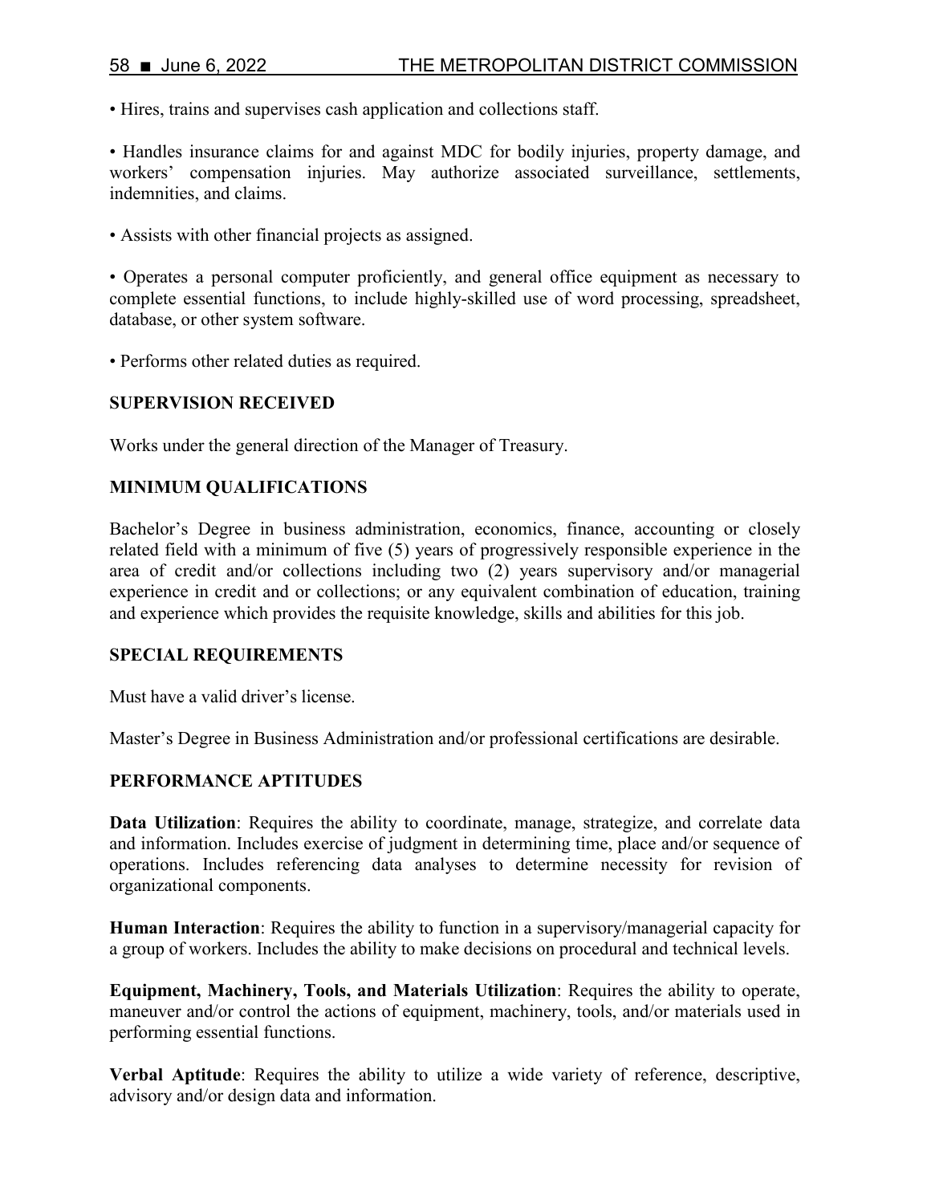• Hires, trains and supervises cash application and collections staff.

• Handles insurance claims for and against MDC for bodily injuries, property damage, and workers' compensation injuries. May authorize associated surveillance, settlements, indemnities, and claims.

• Assists with other financial projects as assigned.

• Operates a personal computer proficiently, and general office equipment as necessary to complete essential functions, to include highly-skilled use of word processing, spreadsheet, database, or other system software.

• Performs other related duties as required.

**SUPERVISION RECEIVED**

Works under the general direction of the Manager of Treasury.

**MINIMUM QUALIFICATIONS**

Bachelor's Degree in business administration, economics, finance, accounting or closely related field with a minimum of five (5) years of progressively responsible experience in the area of credit and/or collections including two (2) years supervisory and/or managerial experience in credit and or collections; or any equivalent combination of education, training and experience which provides the requisite knowledge, skills and abilities for this job.

**SPECIAL REQUIREMENTS**

Must have a valid driver's license.

Master's Degree in Business Administration and/or professional certifications are desirable.

**PERFORMANCE APTITUDES**

**Data Utilization**: Requires the ability to coordinate, manage, strategize, and correlate data and information. Includes exercise of judgment in determining time, place and/or sequence of operations. Includes referencing data analyses to determine necessity for revision of organizational components.

**Human Interaction**: Requires the ability to function in a supervisory/managerial capacity for a group of workers. Includes the ability to make decisions on procedural and technical levels.

**Equipment, Machinery, Tools, and Materials Utilization**: Requires the ability to operate, maneuver and/or control the actions of equipment, machinery, tools, and/or materials used in performing essential functions.

**Verbal Aptitude**: Requires the ability to utilize a wide variety of reference, descriptive, advisory and/or design data and information.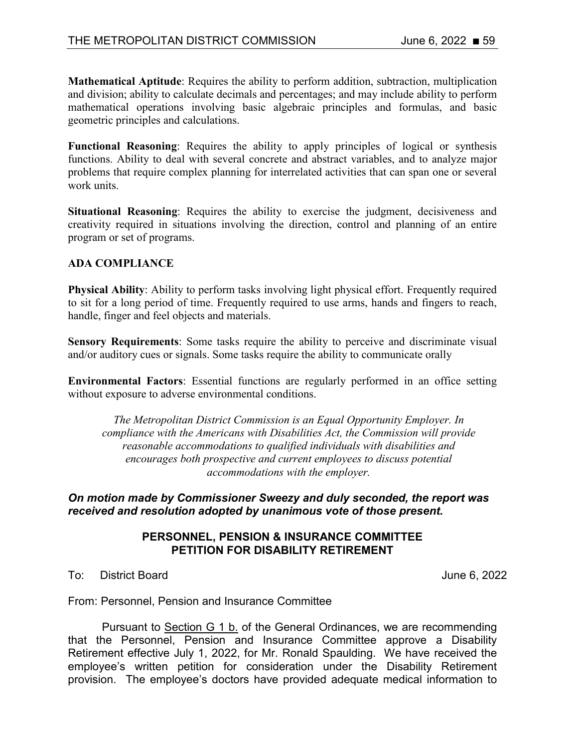**Mathematical Aptitude**: Requires the ability to perform addition, subtraction, multiplication and division; ability to calculate decimals and percentages; and may include ability to perform mathematical operations involving basic algebraic principles and formulas, and basic geometric principles and calculations.

**Functional Reasoning**: Requires the ability to apply principles of logical or synthesis functions. Ability to deal with several concrete and abstract variables, and to analyze major problems that require complex planning for interrelated activities that can span one or several work units.

**Situational Reasoning**: Requires the ability to exercise the judgment, decisiveness and creativity required in situations involving the direction, control and planning of an entire program or set of programs.

**ADA COMPLIANCE**

**Physical Ability**: Ability to perform tasks involving light physical effort. Frequently required to sit for a long period of time. Frequently required to use arms, hands and fingers to reach, handle, finger and feel objects and materials.

**Sensory Requirements**: Some tasks require the ability to perceive and discriminate visual and/or auditory cues or signals. Some tasks require the ability to communicate orally

**Environmental Factors**: Essential functions are regularly performed in an office setting without exposure to adverse environmental conditions.

*The Metropolitan District Commission is an Equal Opportunity Employer. In compliance with the Americans with Disabilities Act, the Commission will provide reasonable accommodations to qualified individuals with disabilities and encourages both prospective and current employees to discuss potential accommodations with the employer.*

***On motion made by Commissioner Sweezy and duly seconded, the report was received and resolution adopted by unanimous vote of those present.***

## PERSONNEL, PENSION & INSURANCE COMMITTEE
## PETITION FOR DISABILITY RETIREMENT

To: District Board June 6, 2022

From: Personnel, Pension and Insurance Committee

Pursuant to Section G 1 b. of the General Ordinances, we are recommending that the Personnel, Pension and Insurance Committee approve a Disability Retirement effective July 1, 2022, for Mr. Ronald Spaulding. We have received the employee's written petition for consideration under the Disability Retirement provision. The employee's doctors have provided adequate medical information to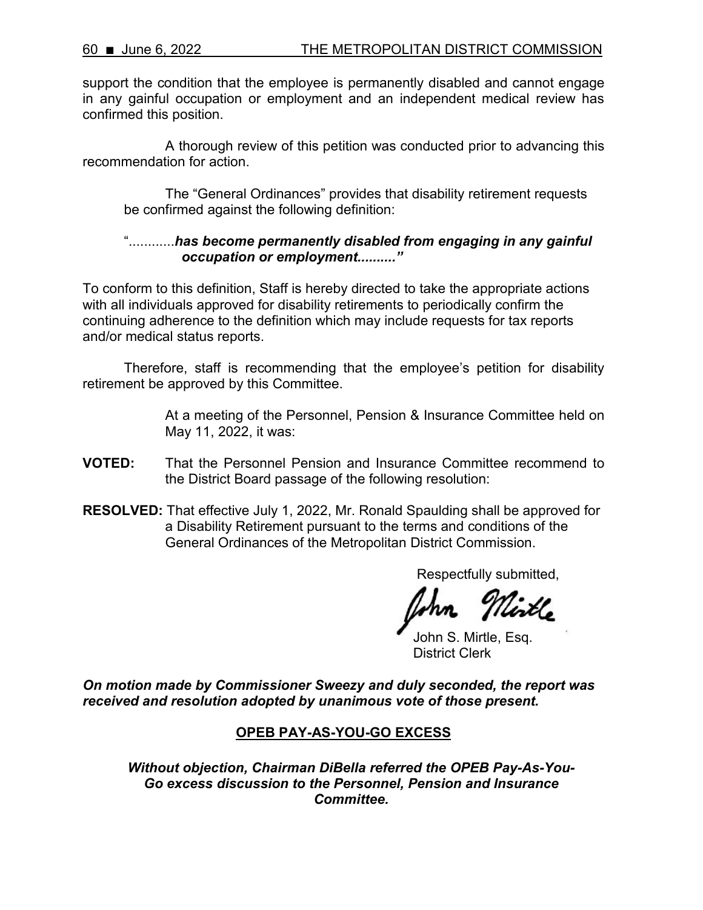support the condition that the employee is permanently disabled and cannot engage in any gainful occupation or employment and an independent medical review has confirmed this position.

A thorough review of this petition was conducted prior to advancing this recommendation for action.

The "General Ordinances" provides that disability retirement requests be confirmed against the following definition:

"............***has become permanently disabled from engaging in any gainful occupation or employment.........."***

To conform to this definition, Staff is hereby directed to take the appropriate actions with all individuals approved for disability retirements to periodically confirm the continuing adherence to the definition which may include requests for tax reports and/or medical status reports.

Therefore, staff is recommending that the employee's petition for disability retirement be approved by this Committee.

At a meeting of the Personnel, Pension & Insurance Committee held on May 11, 2022, it was:

**VOTED:** That the Personnel Pension and Insurance Committee recommend to the District Board passage of the following resolution:

**RESOLVED:** That effective July 1, 2022, Mr. Ronald Spaulding shall be approved for a Disability Retirement pursuant to the terms and conditions of the General Ordinances of the Metropolitan District Commission.

Respectfully submitted,

John S. Mirtle, Esq.
District Clerk

***On motion made by Commissioner Sweezy and duly seconded, the report was received and resolution adopted by unanimous vote of those present.***

## OPEB PAY-AS-YOU-GO EXCESS

***Without objection, Chairman DiBella referred the OPEB Pay-As-You-Go excess discussion to the Personnel, Pension and Insurance Committee.***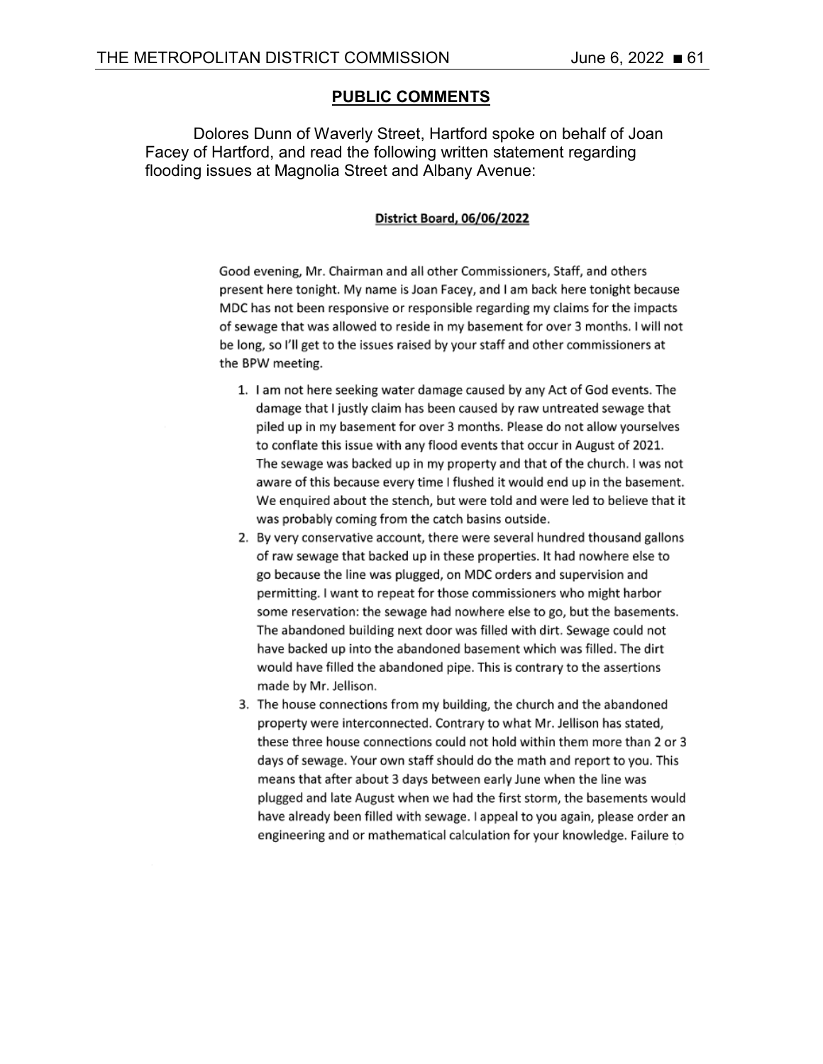## PUBLIC COMMENTS

Dolores Dunn of Waverly Street, Hartford spoke on behalf of Joan Facey of Hartford, and read the following written statement regarding flooding issues at Magnolia Street and Albany Avenue:

**District Board, 06/06/2022**

Good evening, Mr. Chairman and all other Commissioners, Staff, and others present here tonight. My name is Joan Facey, and I am back here tonight because MDC has not been responsive or responsible regarding my claims for the impacts of sewage that was allowed to reside in my basement for over 3 months. I will not be long, so I'll get to the issues raised by your staff and other commissioners at the BPW meeting.

1. I am not here seeking water damage caused by any Act of God events. The damage that I justly claim has been caused by raw untreated sewage that piled up in my basement for over 3 months. Please do not allow yourselves to conflate this issue with any flood events that occur in August of 2021. The sewage was backed up in my property and that of the church. I was not aware of this because every time I flushed it would end up in the basement. We enquired about the stench, but were told and were led to believe that it was probably coming from the catch basins outside.
2. By very conservative account, there were several hundred thousand gallons of raw sewage that backed up in these properties. It had nowhere else to go because the line was plugged, on MDC orders and supervision and permitting. I want to repeat for those commissioners who might harbor some reservation: the sewage had nowhere else to go, but the basements. The abandoned building next door was filled with dirt. Sewage could not have backed up into the abandoned basement which was filled. The dirt would have filled the abandoned pipe. This is contrary to the assertions made by Mr. Jellison.
3. The house connections from my building, the church and the abandoned property were interconnected. Contrary to what Mr. Jellison has stated, these three house connections could not hold within them more than 2 or 3 days of sewage. Your own staff should do the math and report to you. This means that after about 3 days between early June when the line was plugged and late August when we had the first storm, the basements would have already been filled with sewage. I appeal to you again, please order an engineering and or mathematical calculation for your knowledge. Failure to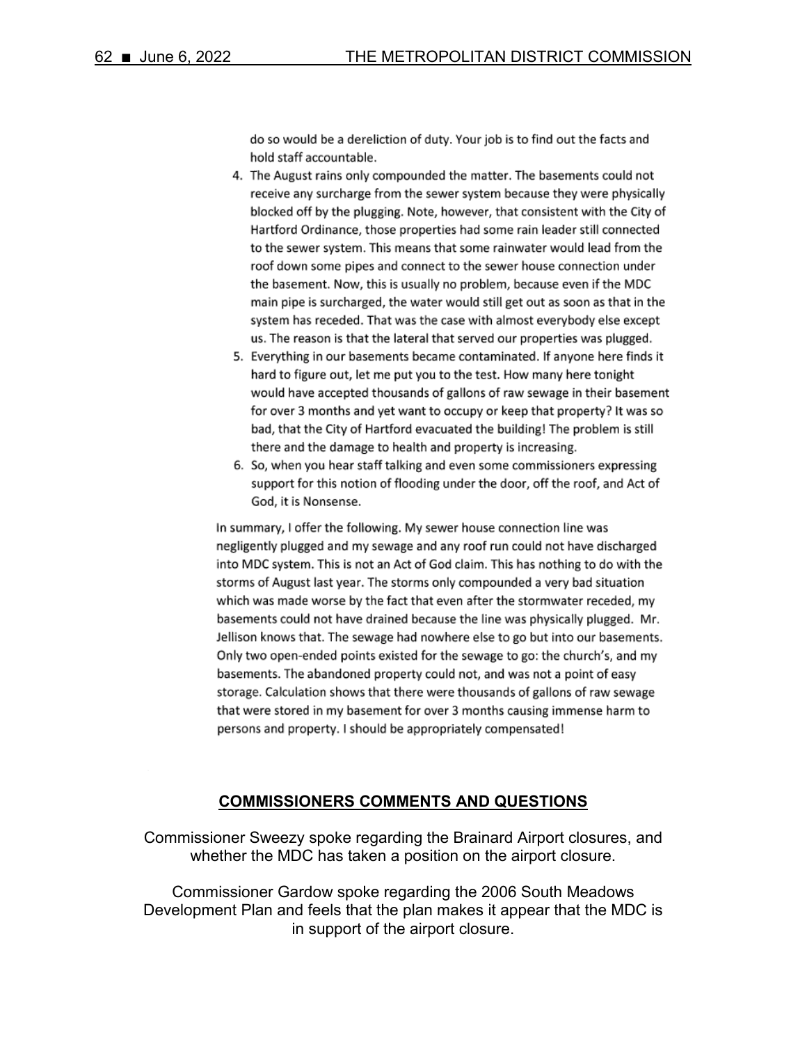do so would be a dereliction of duty. Your job is to find out the facts and hold staff accountable.

4. The August rains only compounded the matter. The basements could not receive any surcharge from the sewer system because they were physically blocked off by the plugging. Note, however, that consistent with the City of Hartford Ordinance, those properties had some rain leader still connected to the sewer system. This means that some rainwater would lead from the roof down some pipes and connect to the sewer house connection under the basement. Now, this is usually no problem, because even if the MDC main pipe is surcharged, the water would still get out as soon as that in the system has receded. That was the case with almost everybody else except us. The reason is that the lateral that served our properties was plugged.
5. Everything in our basements became contaminated. If anyone here finds it hard to figure out, let me put you to the test. How many here tonight would have accepted thousands of gallons of raw sewage in their basement for over 3 months and yet want to occupy or keep that property? It was so bad, that the City of Hartford evacuated the building! The problem is still there and the damage to health and property is increasing.
6. So, when you hear staff talking and even some commissioners expressing support for this notion of flooding under the door, off the roof, and Act of God, it is Nonsense.

In summary, I offer the following. My sewer house connection line was negligently plugged and my sewage and any roof run could not have discharged into MDC system. This is not an Act of God claim. This has nothing to do with the storms of August last year. The storms only compounded a very bad situation which was made worse by the fact that even after the stormwater receded, my basements could not have drained because the line was physically plugged. Mr. Jellison knows that. The sewage had nowhere else to go but into our basements. Only two open-ended points existed for the sewage to go: the church's, and my basements. The abandoned property could not, and was not a point of easy storage. Calculation shows that there were thousands of gallons of raw sewage that were stored in my basement for over 3 months causing immense harm to persons and property. I should be appropriately compensated!

## COMMISSIONERS COMMENTS AND QUESTIONS

Commissioner Sweezy spoke regarding the Brainard Airport closures, and whether the MDC has taken a position on the airport closure.

Commissioner Gardow spoke regarding the 2006 South Meadows Development Plan and feels that the plan makes it appear that the MDC is in support of the airport closure.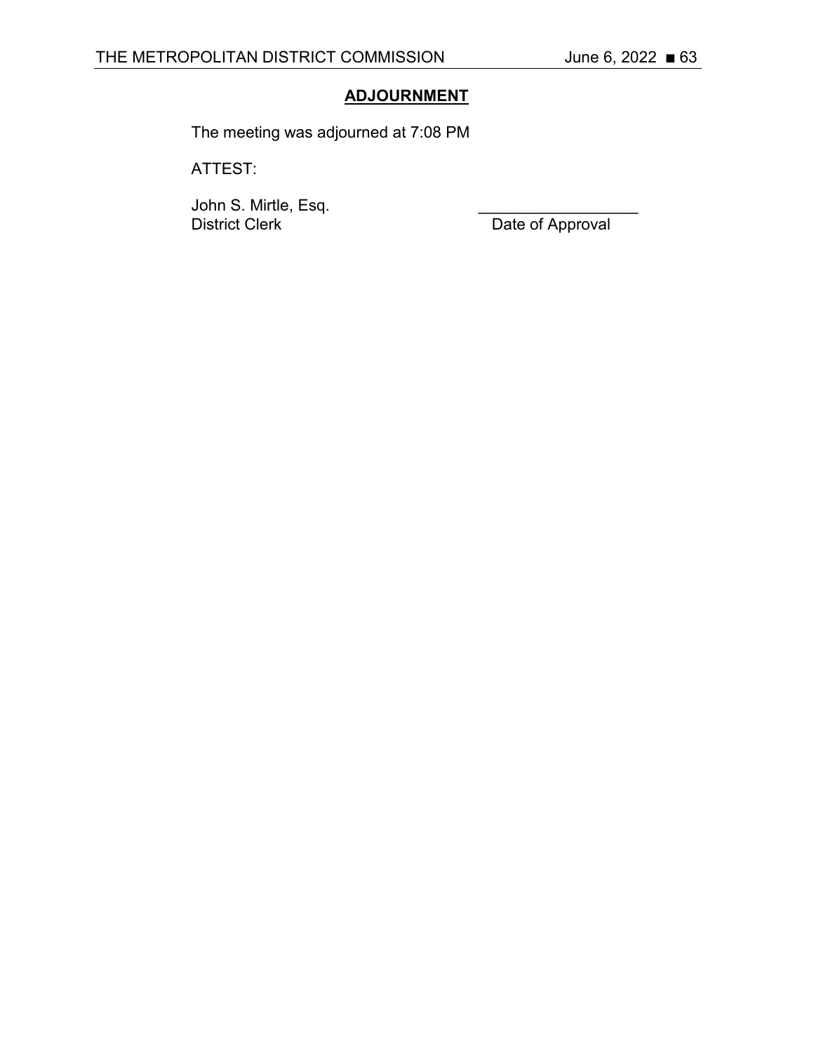## ADJOURNMENT

The meeting was adjourned at 7:08 PM

ATTEST:

John S. Mirtle, Esq.
District Clerk

__________________
Date of Approval